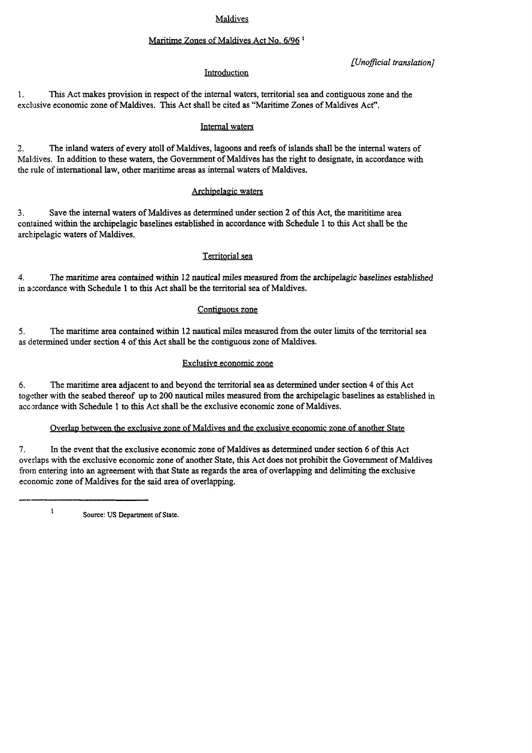# Maldives

## Maritime Zones of Maldives Act No. 6/96 [1]

*[Unofficial translation]*

### Introduction

1. This Act makes provision in respect of the internal waters, territorial sea and contiguous zone and the exclusive economic zone of Maldives. This Act shall be cited as "Maritime Zones of Maldives Act".

### Internal waters

2. The inland waters of every atoll of Maldives, lagoons and reefs of islands shall be the internal waters of Maldives. In addition to these waters, the Government of Maldives has the right to designate, in accordance with the rule of international law, other maritime areas as internal waters of Maldives.

### Archipelagic waters

3. Save the internal waters of Maldives as determined under section 2 of this Act, the marititime area contained within the archipelagic baselines established in accordance with Schedule 1 to this Act shall be the archipelagic waters of Maldives.

### Territorial sea

4. The maritime area contained within 12 nautical miles measured from the archipelagic baselines established in accordance with Schedule 1 to this Act shall be the territorial sea of Maldives.

### Contiguous zone

5. The maritime area contained within 12 nautical miles measured from the outer limits of the territorial sea as determined under section 4 of this Act shall be the contiguous zone of Maldives.

### Exclusive economic zone

6. The maritime area adjacent to and beyond the territorial sea as determined under section 4 of this Act together with the seabed thereof up to 200 nautical miles measured from the archipelagic baselines as established in accordance with Schedule 1 to this Act shall be the exclusive economic zone of Maldives.

### Overlap between the exclusive zone of Maldives and the exclusive economic zone of another State

7. In the event that the exclusive economic zone of Maldives as determined under section 6 of this Act overlaps with the exclusive economic zone of another State, this Act does not prohibit the Government of Maldives from entering into an agreement with that State as regards the area of overlapping and delimiting the exclusive economic zone of Maldives for the said area of overlapping.

---

[1] Source: US Department of State.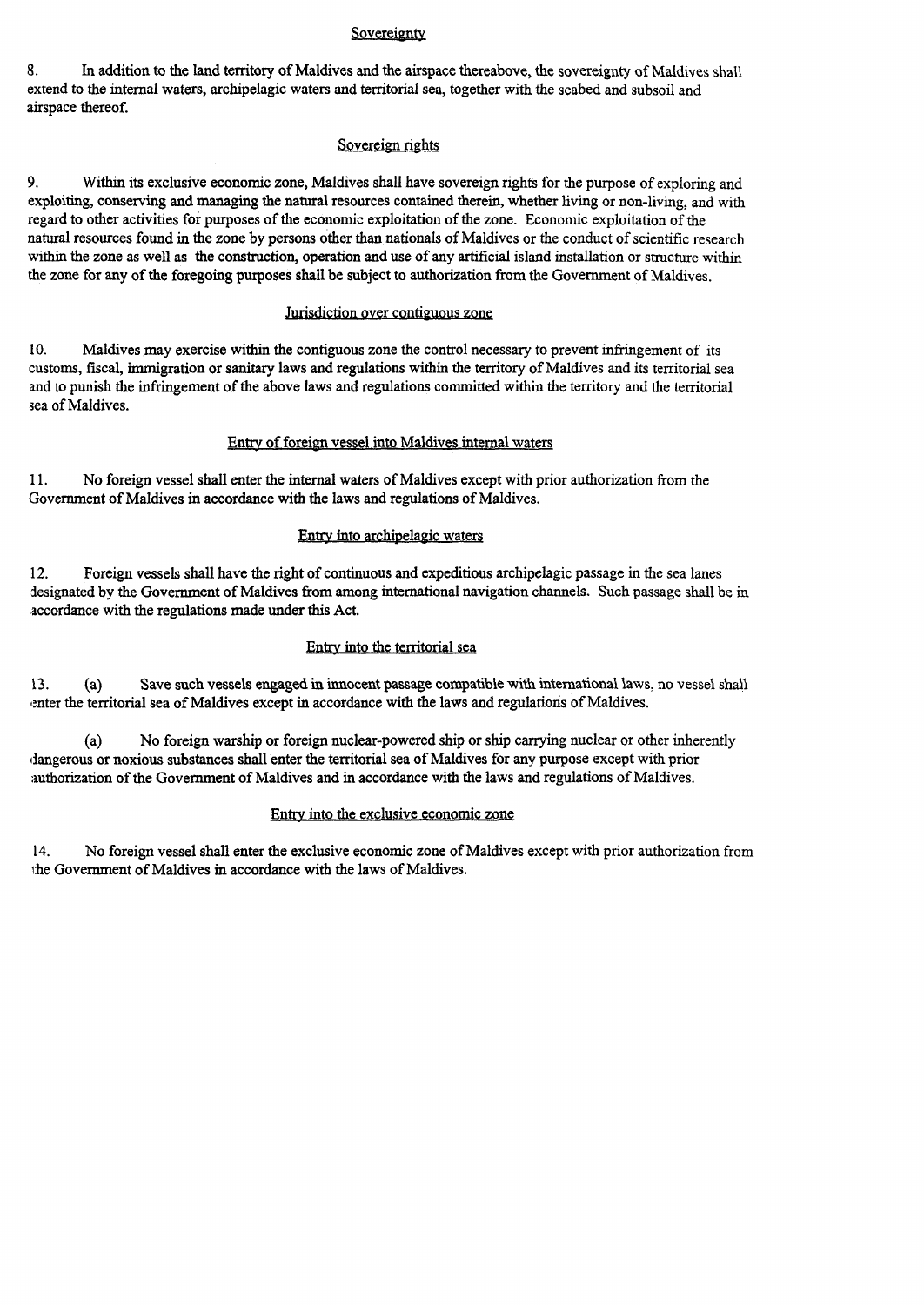## Sovereignty

8. In addition to the land territory of Maldives and the airspace thereabove, the sovereignty of Maldives shall extend to the internal waters, archipelagic waters and territorial sea, together with the seabed and subsoil and airspace thereof.

## Sovereign rights

9. Within its exclusive economic zone, Maldives shall have sovereign rights for the purpose of exploring and exploiting, conserving and managing the natural resources contained therein, whether living or non-living, and with regard to other activities for purposes of the economic exploitation of the zone. Economic exploitation of the natural resources found in the zone by persons other than nationals of Maldives or the conduct of scientific research within the zone as well as the construction, operation and use of any artificial island installation or structure within the zone for any of the foregoing purposes shall be subject to authorization from the Government of Maldives.

## Jurisdiction over contiguous zone

10. Maldives may exercise within the contiguous zone the control necessary to prevent infringement of its customs, fiscal, immigration or sanitary laws and regulations within the territory of Maldives and its territorial sea and to punish the infringement of the above laws and regulations committed within the territory and the territorial sea of Maldives.

## Entry of foreign vessel into Maldives internal waters

11. No foreign vessel shall enter the internal waters of Maldives except with prior authorization from the Government of Maldives in accordance with the laws and regulations of Maldives.

## Entry into archipelagic waters

12. Foreign vessels shall have the right of continuous and expeditious archipelagic passage in the sea lanes designated by the Government of Maldives from among international navigation channels. Such passage shall be in accordance with the regulations made under this Act.

## Entry into the territorial sea

13. (a) Save such vessels engaged in innocent passage compatible with international laws, no vessel shall enter the territorial sea of Maldives except in accordance with the laws and regulations of Maldives.

(a) No foreign warship or foreign nuclear-powered ship or ship carrying nuclear or other inherently dangerous or noxious substances shall enter the territorial sea of Maldives for any purpose except with prior authorization of the Government of Maldives and in accordance with the laws and regulations of Maldives.

## Entry into the exclusive economic zone

14. No foreign vessel shall enter the exclusive economic zone of Maldives except with prior authorization from the Government of Maldives in accordance with the laws of Maldives.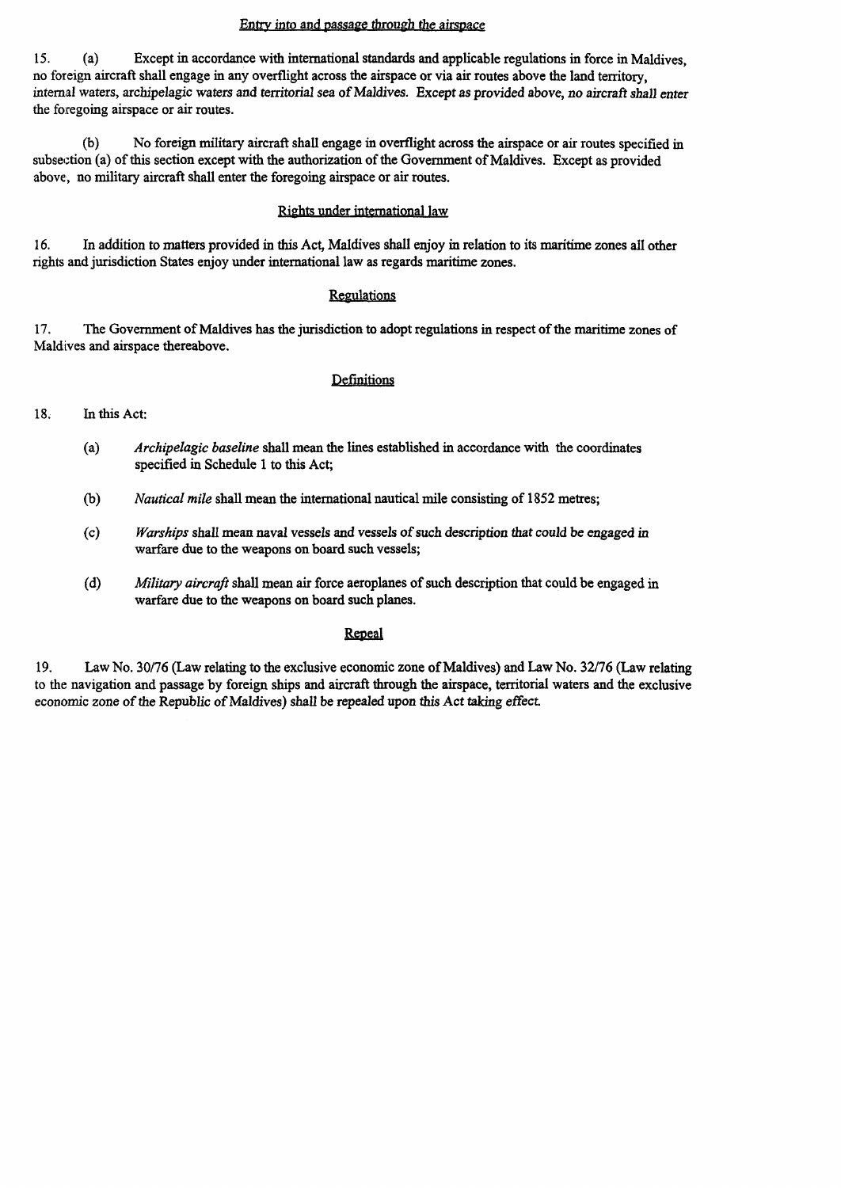## Entry into and passage through the airspace

15. (a) Except in accordance with international standards and applicable regulations in force in Maldives, no foreign aircraft shall engage in any overflight across the airspace or via air routes above the land territory, internal waters, archipelagic waters and territorial sea of Maldives. Except as provided above, no aircraft shall enter the foregoing airspace or air routes.

(b) No foreign military aircraft shall engage in overflight across the airspace or air routes specified in subsection (a) of this section except with the authorization of the Government of Maldives. Except as provided above, no military aircraft shall enter the foregoing airspace or air routes.

## Rights under international law

16. In addition to matters provided in this Act, Maldives shall enjoy in relation to its maritime zones all other rights and jurisdiction States enjoy under international law as regards maritime zones.

## Regulations

17. The Government of Maldives has the jurisdiction to adopt regulations in respect of the maritime zones of Maldives and airspace thereabove.

## Definitions

18. In this Act:

(a) *Archipelagic baseline* shall mean the lines established in accordance with the coordinates specified in Schedule 1 to this Act;

(b) *Nautical mile* shall mean the international nautical mile consisting of 1852 metres;

(c) *Warships* shall mean naval vessels and vessels of such description that could be engaged in warfare due to the weapons on board such vessels;

(d) *Military aircraft* shall mean air force aeroplanes of such description that could be engaged in warfare due to the weapons on board such planes.

## Repeal

19. Law No. 30/76 (Law relating to the exclusive economic zone of Maldives) and Law No. 32/76 (Law relating to the navigation and passage by foreign ships and aircraft through the airspace, territorial waters and the exclusive economic zone of the Republic of Maldives) shall be repealed upon this Act taking effect.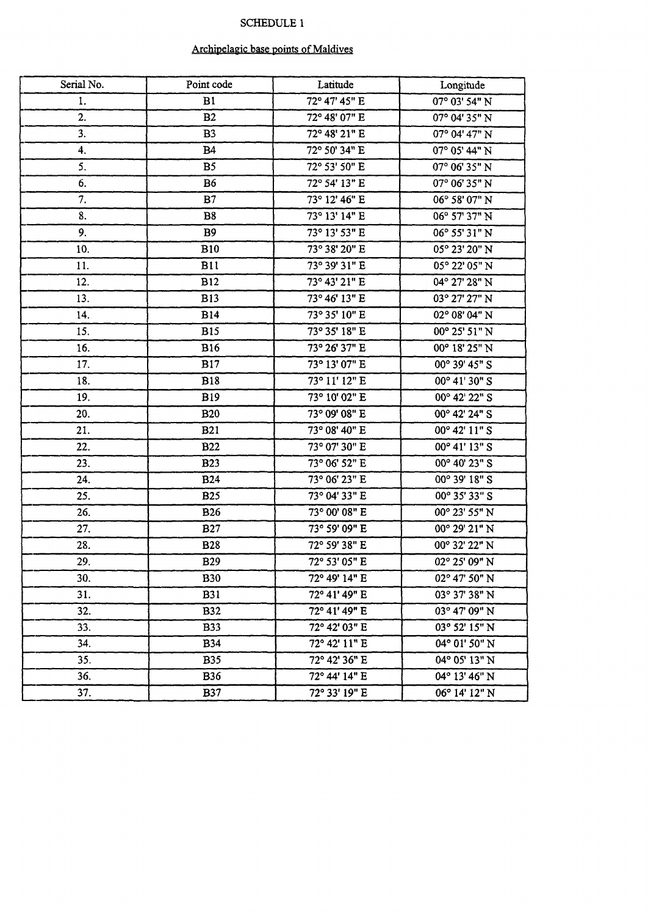SCHEDULE 1

Archipelagic base points of Maldives

| Serial No. | Point code | Latitude | Longitude |
|---|---|---|---|
| 1. | B1 | 72° 47' 45" E | 07° 03' 54" N |
| 2. | B2 | 72° 48' 07" E | 07° 04' 35" N |
| 3. | B3 | 72° 48' 21" E | 07° 04' 47" N |
| 4. | B4 | 72° 50' 34" E | 07° 05' 44" N |
| 5. | B5 | 72° 53' 50" E | 07° 06' 35" N |
| 6. | B6 | 72° 54' 13" E | 07° 06' 35" N |
| 7. | B7 | 73° 12' 46" E | 06° 58' 07" N |
| 8. | B8 | 73° 13' 14" E | 06° 57' 37" N |
| 9. | B9 | 73° 13' 53" E | 06° 55' 31" N |
| 10. | B10 | 73° 38' 20" E | 05° 23' 20" N |
| 11. | B11 | 73° 39' 31" E | 05° 22' 05" N |
| 12. | B12 | 73° 43' 21" E | 04° 27' 28" N |
| 13. | B13 | 73° 46' 13" E | 03° 27' 27" N |
| 14. | B14 | 73° 35' 10" E | 02° 08' 04" N |
| 15. | B15 | 73° 35' 18" E | 00° 25' 51" N |
| 16. | B16 | 73° 26' 37" E | 00° 18' 25" N |
| 17. | B17 | 73° 13' 07" E | 00° 39' 45" S |
| 18. | B18 | 73° 11' 12" E | 00° 41' 30" S |
| 19. | B19 | 73° 10' 02" E | 00° 42' 22" S |
| 20. | B20 | 73° 09' 08" E | 00° 42' 24" S |
| 21. | B21 | 73° 08' 40" E | 00° 42' 11" S |
| 22. | B22 | 73° 07' 30" E | 00° 41' 13" S |
| 23. | B23 | 73° 06' 52" E | 00° 40' 23" S |
| 24. | B24 | 73° 06' 23" E | 00° 39' 18" S |
| 25. | B25 | 73° 04' 33" E | 00° 35' 33" S |
| 26. | B26 | 73° 00' 08" E | 00° 23' 55" N |
| 27. | B27 | 73° 59' 09" E | 00° 29' 21" N |
| 28. | B28 | 72° 59' 38" E | 00° 32' 22" N |
| 29. | B29 | 72° 53' 05" E | 02° 25' 09" N |
| 30. | B30 | 72° 49' 14" E | 02° 47' 50" N |
| 31. | B31 | 72° 41' 49" E | 03° 37' 38" N |
| 32. | B32 | 72° 41' 49" E | 03° 47' 09" N |
| 33. | B33 | 72° 42' 03" E | 03° 52' 15" N |
| 34. | B34 | 72° 42' 11" E | 04° 01' 50" N |
| 35. | B35 | 72° 42' 36" E | 04° 05' 13" N |
| 36. | B36 | 72° 44' 14" E | 04° 13' 46" N |
| 37. | B37 | 72° 33' 19" E | 06° 14' 12" N |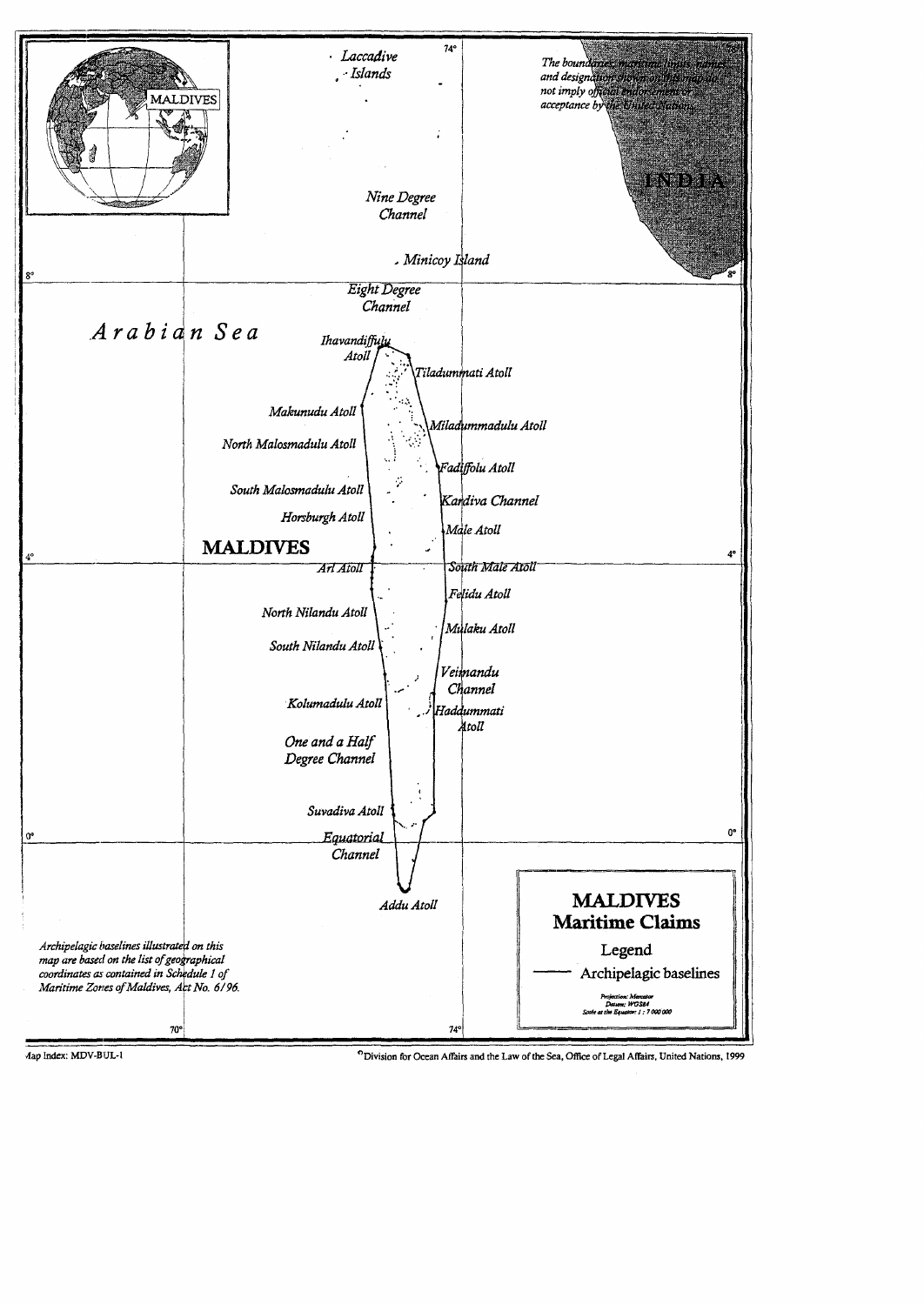Laccadive Islands

74°

The boundaries, maritime limits, names and designations shown on this map do not imply official endorsement or acceptance by the United Nations.

MALDIVES

INDIA

Nine Degree Channel

Minicoy Island

8°

8°

Eight Degree Channel

Arabian Sea

Ihavandiffulu Atoll

Tiladummati Atoll

Makunudu Atoll

Miladummadulu Atoll

North Malosmadulu Atoll

Fadiffolu Atoll

South Malosmadulu Atoll

Kardiva Channel

Horsburgh Atoll

Male Atoll

MALDIVES

4°

4°

Ari Atoll

South Male Atoll

Felidu Atoll

North Nilandu Atoll

Mulaku Atoll

South Nilandu Atoll

Veimandu Channel

Kolumadulu Atoll

Haddummati Atoll

One and a Half Degree Channel

Suvadiva Atoll

0°

0°

Equatorial Channel

Addu Atoll

# MALDIVES Maritime Claims

Legend

—— Archipelagic baselines

Projection: Mercator
Datum: WGS84
Scale at the Equator: 1 : 7 000 000

*Archipelagic baselines illustrated on this map are based on the list of geographical coordinates as contained in Schedule 1 of Maritime Zones of Maldives, Act No. 6/96.*

70°

74°

Map Index: MDV-BUL-1

©Division for Ocean Affairs and the Law of the Sea, Office of Legal Affairs, United Nations, 1999